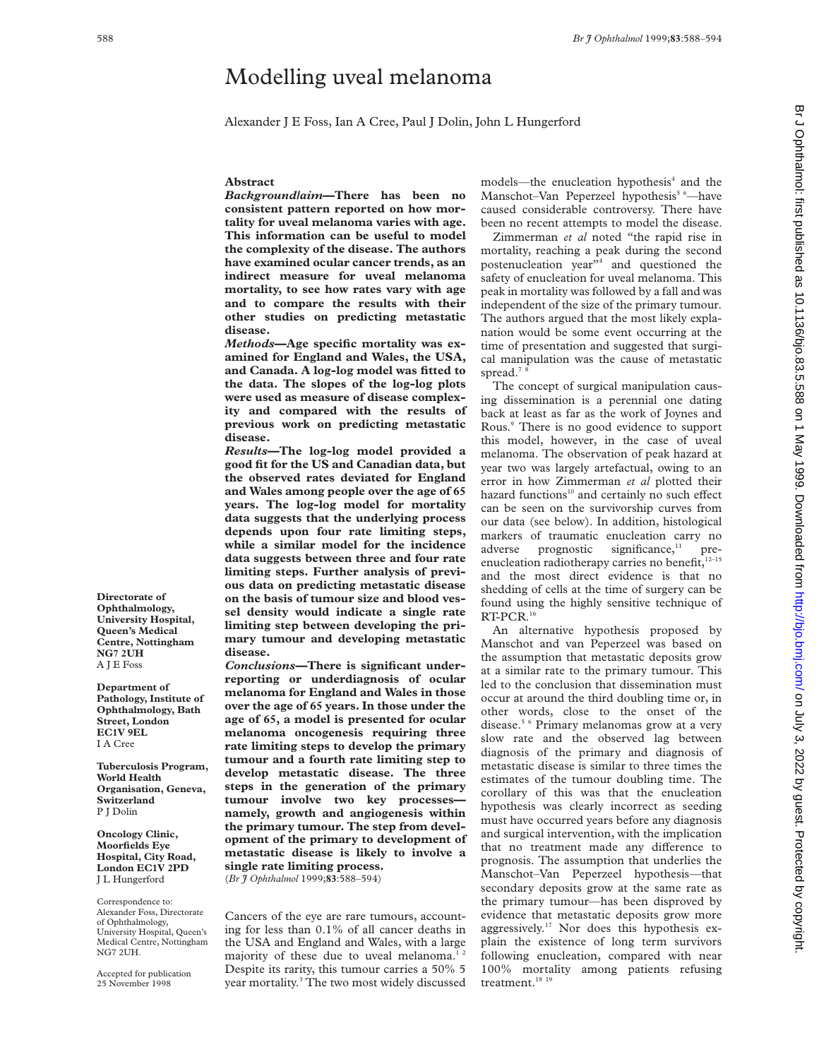# Modelling uveal melanoma

Alexander J E Foss, Ian A Cree, Paul J Dolin, John L Hungerford

## Abstract

***Background/aim*—There has been no consistent pattern reported on how mortality for uveal melanoma varies with age. This information can be useful to model the complexity of the disease. The authors have examined ocular cancer trends, as an indirect measure for uveal melanoma mortality, to see how rates vary with age and to compare the results with their other studies on predicting metastatic disease.**

***Methods*—Age specific mortality was examined for England and Wales, the USA, and Canada. A log-log model was fitted to the data. The slopes of the log-log plots were used as measure of disease complexity and compared with the results of previous work on predicting metastatic disease.**

***Results*—The log-log model provided a good fit for the US and Canadian data, but the observed rates deviated for England and Wales among people over the age of 65 years. The log-log model for mortality data suggests that the underlying process depends upon four rate limiting steps, while a similar model for the incidence data suggests between three and four rate limiting steps. Further analysis of previous data on predicting metastatic disease on the basis of tumour size and blood vessel density would indicate a single rate limiting step between developing the primary tumour and developing metastatic disease.**

***Conclusions*—There is significant underreporting or underdiagnosis of ocular melanoma for England and Wales in those over the age of 65 years. In those under the age of 65, a model is presented for ocular melanoma oncogenesis requiring three rate limiting steps to develop the primary tumour and a fourth rate limiting step to develop metastatic disease. The three steps in the generation of the primary tumour involve two key processes—namely, growth and angiogenesis within the primary tumour. The step from development of the primary to development of metastatic disease is likely to involve a single rate limiting process.**

(*Br J Ophthalmol* 1999;**83**:588–594)

**Directorate of Ophthalmology, University Hospital, Queen's Medical Centre, Nottingham NG7 2UH**
A J E Foss

**Department of Pathology, Institute of Ophthalmology, Bath Street, London EC1V 9EL**
I A Cree

**Tuberculosis Program, World Health Organisation, Geneva, Switzerland**
P J Dolin

**Oncology Clinic, Moorfields Eye Hospital, City Road, London EC1V 2PD**
J L Hungerford

Correspondence to: Alexander Foss, Directorate of Ophthalmology, University Hospital, Queen's Medical Centre, Nottingham NG7 2UH.

Accepted for publication 25 November 1998

Cancers of the eye are rare tumours, accounting for less than 0.1% of all cancer deaths in the USA and England and Wales, with a large majority of these due to uveal melanoma.[1,2] Despite its rarity, this tumour carries a 50% 5 year mortality.[3] The two most widely discussed models—the enucleation hypothesis[4] and the Manschot–Van Peperzeel hypothesis[5,6]—have caused considerable controversy. There have been no recent attempts to model the disease.

Zimmerman *et al* noted "the rapid rise in mortality, reaching a peak during the second postenucleation year"[4] and questioned the safety of enucleation for uveal melanoma. This peak in mortality was followed by a fall and was independent of the size of the primary tumour. The authors argued that the most likely explanation would be some event occurring at the time of presentation and suggested that surgical manipulation was the cause of metastatic spread.[7,8]

The concept of surgical manipulation causing dissemination is a perennial one dating back at least as far as the work of Joynes and Rous.[9] There is no good evidence to support this model, however, in the case of uveal melanoma. The observation of peak hazard at year two was largely artefactual, owing to an error in how Zimmerman *et al* plotted their hazard functions[10] and certainly no such effect can be seen on the survivorship curves from our data (see below). In addition, histological markers of traumatic enucleation carry no adverse prognostic significance,[11] pre-enucleation radiotherapy carries no benefit,[12–15] and the most direct evidence is that no shedding of cells at the time of surgery can be found using the highly sensitive technique of RT-PCR.[16]

An alternative hypothesis proposed by Manschot and van Peperzeel was based on the assumption that metastatic deposits grow at a similar rate to the primary tumour. This led to the conclusion that dissemination must occur at around the third doubling time or, in other words, close to the onset of the disease.[5,6] Primary melanomas grow at a very slow rate and the observed lag between diagnosis of the primary and diagnosis of metastatic disease is similar to three times the estimates of the tumour doubling time. The corollary of this was that the enucleation hypothesis was clearly incorrect as seeding must have occurred years before any diagnosis and surgical intervention, with the implication that no treatment made any difference to prognosis. The assumption that underlies the Manschot–Van Peperzeel hypothesis—that secondary deposits grow at the same rate as the primary tumour—has been disproved by evidence that metastatic deposits grow more aggressively.[17] Nor does this hypothesis explain the existence of long term survivors following enucleation, compared with near 100% mortality among patients refusing treatment.[18,19]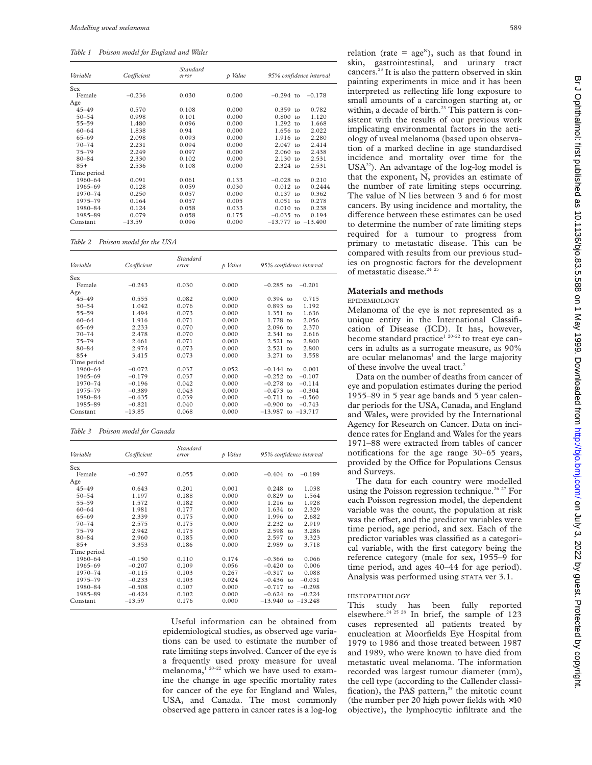*Table 1 Poisson model for England and Wales*

| Variable | Coefficient | Standard error | p Value | 95% confidence interval |
|---|---|---|---|---|
| Sex | | | | |
| Female | −0.236 | 0.030 | 0.000 | −0.294 to −0.178 |
| Age | | | | |
| 45–49 | 0.570 | 0.108 | 0.000 | 0.359 to 0.782 |
| 50–54 | 0.998 | 0.101 | 0.000 | 0.800 to 1.120 |
| 55–59 | 1.480 | 0.096 | 0.000 | 1.292 to 1.668 |
| 60–64 | 1.838 | 0.94 | 0.000 | 1.656 to 2.022 |
| 65–69 | 2.098 | 0.093 | 0.000 | 1.916 to 2.280 |
| 70–74 | 2.231 | 0.094 | 0.000 | 2.047 to 2.414 |
| 75–79 | 2.249 | 0.097 | 0.000 | 2.060 to 2.438 |
| 80–84 | 2.330 | 0.102 | 0.000 | 2.130 to 2.531 |
| 85+ | 2.536 | 0.108 | 0.000 | 2.324 to 2.531 |
| Time period | | | | |
| 1960–64 | 0.091 | 0.061 | 0.133 | −0.028 to 0.210 |
| 1965–69 | 0.128 | 0.059 | 0.030 | 0.012 to 0.2444 |
| 1970–74 | 0.250 | 0.057 | 0.000 | 0.137 to 0.362 |
| 1975–79 | 0.164 | 0.057 | 0.005 | 0.051 to 0.278 |
| 1980–84 | 0.124 | 0.058 | 0.033 | 0.010 to 0.238 |
| 1985–89 | 0.079 | 0.058 | 0.175 | −0.035 to 0.194 |
| Constant | −13.59 | 0.096 | 0.000 | −13.777 to −13.400 |

*Table 2 Poisson model for the USA*

| Variable | Coefficient | Standard error | p Value | 95% confidence interval |
|---|---|---|---|---|
| Sex | | | | |
| Female | −0.243 | 0.030 | 0.000 | −0.285 to −0.201 |
| Age | | | | |
| 45–49 | 0.555 | 0.082 | 0.000 | 0.394 to 0.715 |
| 50–54 | 1.042 | 0.076 | 0.000 | 0.893 to 1.192 |
| 55–59 | 1.494 | 0.073 | 0.000 | 1.351 to 1.636 |
| 60–64 | 1.916 | 0.071 | 0.000 | 1.778 to 2.056 |
| 65–69 | 2.233 | 0.070 | 0.000 | 2.096 to 2.370 |
| 70–74 | 2.478 | 0.070 | 0.000 | 2.341 to 2.616 |
| 75–79 | 2.661 | 0.071 | 0.000 | 2.521 to 2.800 |
| 80–84 | 2.974 | 0.073 | 0.000 | 2.521 to 2.800 |
| 85+ | 3.415 | 0.073 | 0.000 | 3.271 to 3.558 |
| Time period | | | | |
| 1960–64 | −0.072 | 0.037 | 0.052 | −0.144 to 0.001 |
| 1965–69 | −0.179 | 0.037 | 0.000 | −0.252 to −0.107 |
| 1970–74 | −0.196 | 0.042 | 0.000 | −0.278 to −0.114 |
| 1975–79 | −0.389 | 0.043 | 0.000 | −0.473 to −0.304 |
| 1980–84 | −0.635 | 0.039 | 0.000 | −0.711 to −0.560 |
| 1985–89 | −0.821 | 0.040 | 0.000 | −0.900 to −0.743 |
| Constant | −13.85 | 0.068 | 0.000 | −13.987 to −13.717 |

*Table 3 Poisson model for Canada*

| Variable | Coefficient | Standard error | p Value | 95% confidence interval |
|---|---|---|---|---|
| Sex | | | | |
| Female | −0.297 | 0.055 | 0.000 | −0.404 to −0.189 |
| Age | | | | |
| 45–49 | 0.643 | 0.201 | 0.001 | 0.248 to 1.038 |
| 50–54 | 1.197 | 0.188 | 0.000 | 0.829 to 1.564 |
| 55–59 | 1.572 | 0.182 | 0.000 | 1.216 to 1.928 |
| 60–64 | 1.981 | 0.177 | 0.000 | 1.634 to 2.329 |
| 65–69 | 2.339 | 0.175 | 0.000 | 1.996 to 2.682 |
| 70–74 | 2.575 | 0.175 | 0.000 | 2.232 to 2.919 |
| 75–79 | 2.942 | 0.175 | 0.000 | 2.598 to 3.286 |
| 80–84 | 2.960 | 0.185 | 0.000 | 2.597 to 3.323 |
| 85+ | 3.353 | 0.186 | 0.000 | 2.989 to 3.718 |
| Time period | | | | |
| 1960–64 | −0.150 | 0.110 | 0.174 | −0.366 to 0.066 |
| 1965–69 | −0.207 | 0.109 | 0.056 | −0.420 to 0.006 |
| 1970–74 | −0.115 | 0.103 | 0.267 | −0.317 to 0.088 |
| 1975–79 | −0.233 | 0.103 | 0.024 | −0.436 to −0.031 |
| 1980–84 | −0.508 | 0.107 | 0.000 | −0.717 to −0.298 |
| 1985–89 | −0.424 | 0.102 | 0.000 | −0.624 to −0.224 |
| Constant | −13.59 | 0.176 | 0.000 | −13.940 to −13.248 |

Useful information can be obtained from epidemiological studies, as observed age variations can be used to estimate the number of rate limiting steps involved. Cancer of the eye is a frequently used proxy measure for uveal melanoma,[1 20–22] which we have used to examine the change in age specific mortality rates for cancer of the eye for England and Wales, USA, and Canada. The most commonly observed age pattern in cancer rates is a log-log relation (rate = $\text{age}^N$), such as that found in skin, gastrointestinal, and urinary tract cancers.[23] It is also the pattern observed in skin painting experiments in mice and it has been interpreted as reflecting life long exposure to small amounts of a carcinogen starting at, or within, a decade of birth.[23] This pattern is consistent with the results of our previous work implicating environmental factors in the aetiology of uveal melanoma (based upon observation of a marked decline in age standardised incidence and mortality over time for the USA[22]). An advantage of the log-log model is that the exponent, N, provides an estimate of the number of rate limiting steps occurring. The value of N lies between 3 and 6 for most cancers. By using incidence and mortality, the difference between these estimates can be used to determine the number of rate limiting steps required for a tumour to progress from primary to metastatic disease. This can be compared with results from our previous studies on prognostic factors for the development of metastatic disease.[24 25]

## Materials and methods

### EPIDEMIOLOGY

Melanoma of the eye is not represented as a unique entity in the International Classification of Disease (ICD). It has, however, become standard practice[1 20–22] to treat eye cancers in adults as a surrogate measure, as 90% are ocular melanomas[1] and the large majority of these involve the uveal tract.[2]

Data on the number of deaths from cancer of eye and population estimates during the period 1955–89 in 5 year age bands and 5 year calendar periods for the USA, Canada, and England and Wales, were provided by the International Agency for Research on Cancer. Data on incidence rates for England and Wales for the years 1971–88 were extracted from tables of cancer notifications for the age range 30–65 years, provided by the Office for Populations Census and Surveys.

The data for each country were modelled using the Poisson regression technique.[26 27] For each Poisson regression model, the dependent variable was the count, the population at risk was the offset, and the predictor variables were time period, age period, and sex. Each of the predictor variables was classified as a categorical variable, with the first category being the reference category (male for sex, 1955–9 for time period, and ages 40–44 for age period). Analysis was performed using STATA ver 3.1.

### HISTOPATHOLOGY

This study has been fully reported elsewhere.[24 25 28] In brief, the sample of 123 cases represented all patients treated by enucleation at Moorfields Eye Hospital from 1979 to 1986 and those treated between 1987 and 1989, who were known to have died from metastatic uveal melanoma. The information recorded was largest tumour diameter (mm), the cell type (according to the Callender classification), the PAS pattern,[25] the mitotic count (the number per 20 high power fields with ×40 objective), the lymphocytic infiltrate and the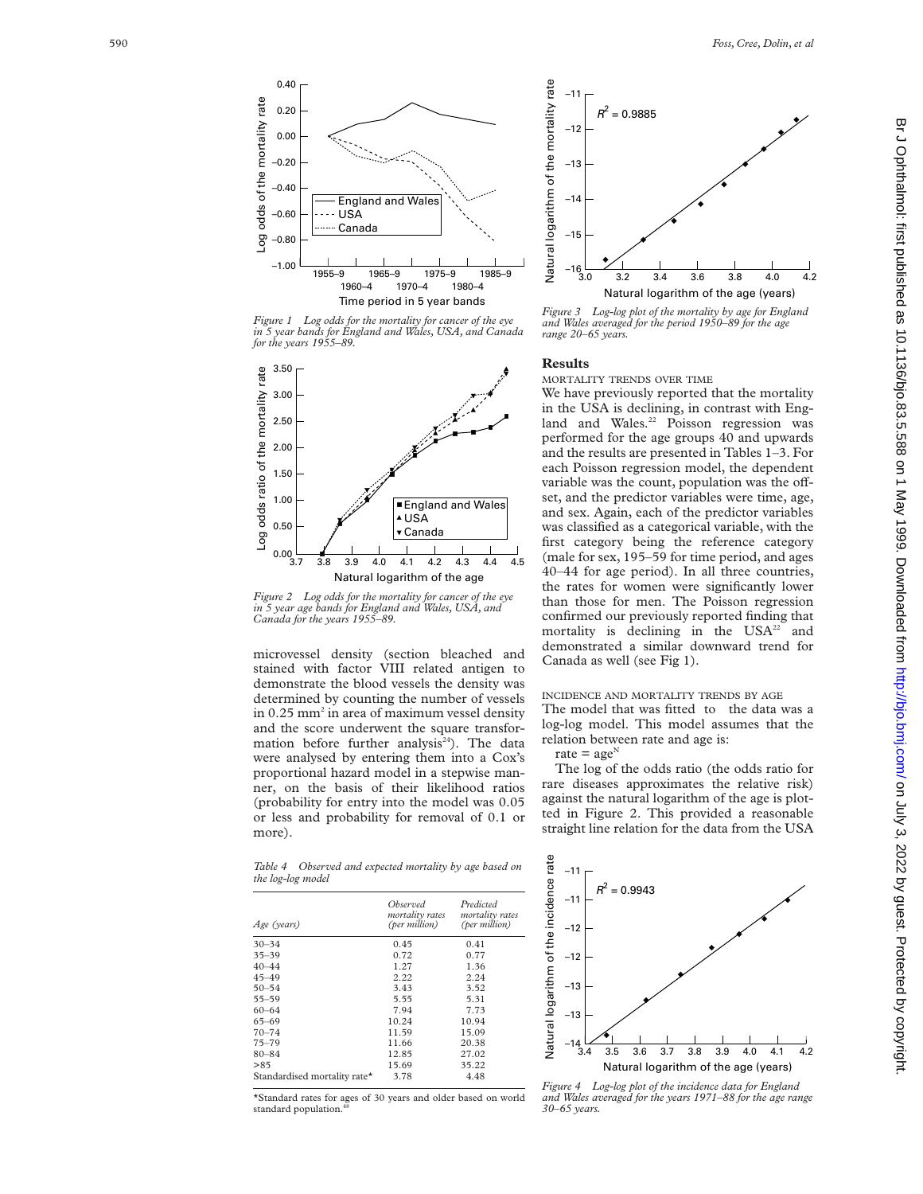Figure 1 Log odds for the mortality for cancer of the eye in 5 year bands for England and Wales, USA, and Canada for the years 1955–89.

Figure 2 Log odds for the mortality for cancer of the eye in 5 year age bands for England and Wales, USA, and Canada for the years 1955–89.

microvessel density (section bleached and stained with factor VIII related antigen to demonstrate the blood vessels the density was determined by counting the number of vessels in 0.25 mm$^2$ in area of maximum vessel density and the score underwent the square transformation before further analysis[24]). The data were analysed by entering them into a Cox's proportional hazard model in a stepwise manner, on the basis of their likelihood ratios (probability for entry into the model was 0.05 or less and probability for removal of 0.1 or more).

*Table 4 Observed and expected mortality by age based on the log-log model*

| *Age (years)* | *Observed mortality rates (per million)* | *Predicted mortality rates (per million)* |
|---|---|---|
| 30–34 | 0.45 | 0.41 |
| 35–39 | 0.72 | 0.77 |
| 40–44 | 1.27 | 1.36 |
| 45–49 | 2.22 | 2.24 |
| 50–54 | 3.43 | 3.52 |
| 55–59 | 5.55 | 5.31 |
| 60–64 | 7.94 | 7.73 |
| 65–69 | 10.24 | 10.94 |
| 70–74 | 11.59 | 15.09 |
| 75–79 | 11.66 | 20.38 |
| 80–84 | 12.85 | 27.02 |
| >85 | 15.69 | 35.22 |
| Standardised mortality rate* | 3.78 | 4.48 |

*Standard rates for ages of 30 years and older based on world standard population.[48]

Figure 3 Log-log plot of the mortality by age for England and Wales averaged for the period 1950–89 for the age range 20–65 years.

## Results

### MORTALITY TRENDS OVER TIME

We have previously reported that the mortality in the USA is declining, in contrast with England and Wales.[22] Poisson regression was performed for the age groups 40 and upwards and the results are presented in Tables 1–3. For each Poisson regression model, the dependent variable was the count, population was the offset, and the predictor variables were time, age, and sex. Again, each of the predictor variables was classified as a categorical variable, with the first category being the reference category (male for sex, 195–59 for time period, and ages 40–44 for age period). In all three countries, the rates for women were significantly lower than those for men. The Poisson regression confirmed our previously reported finding that mortality is declining in the USA[22] and demonstrated a similar downward trend for Canada as well (see Fig 1).

### INCIDENCE AND MORTALITY TRENDS BY AGE

The model that was fitted to the data was a log-log model. This model assumes that the relation between rate and age is:

rate = age$^N$

The log of the odds ratio (the odds ratio for rare diseases approximates the relative risk) against the natural logarithm of the age is plotted in Figure 2. This provided a reasonable straight line relation for the data from the USA

Figure 4 Log-log plot of the incidence data for England and Wales averaged for the years 1971–88 for the age range 30–65 years.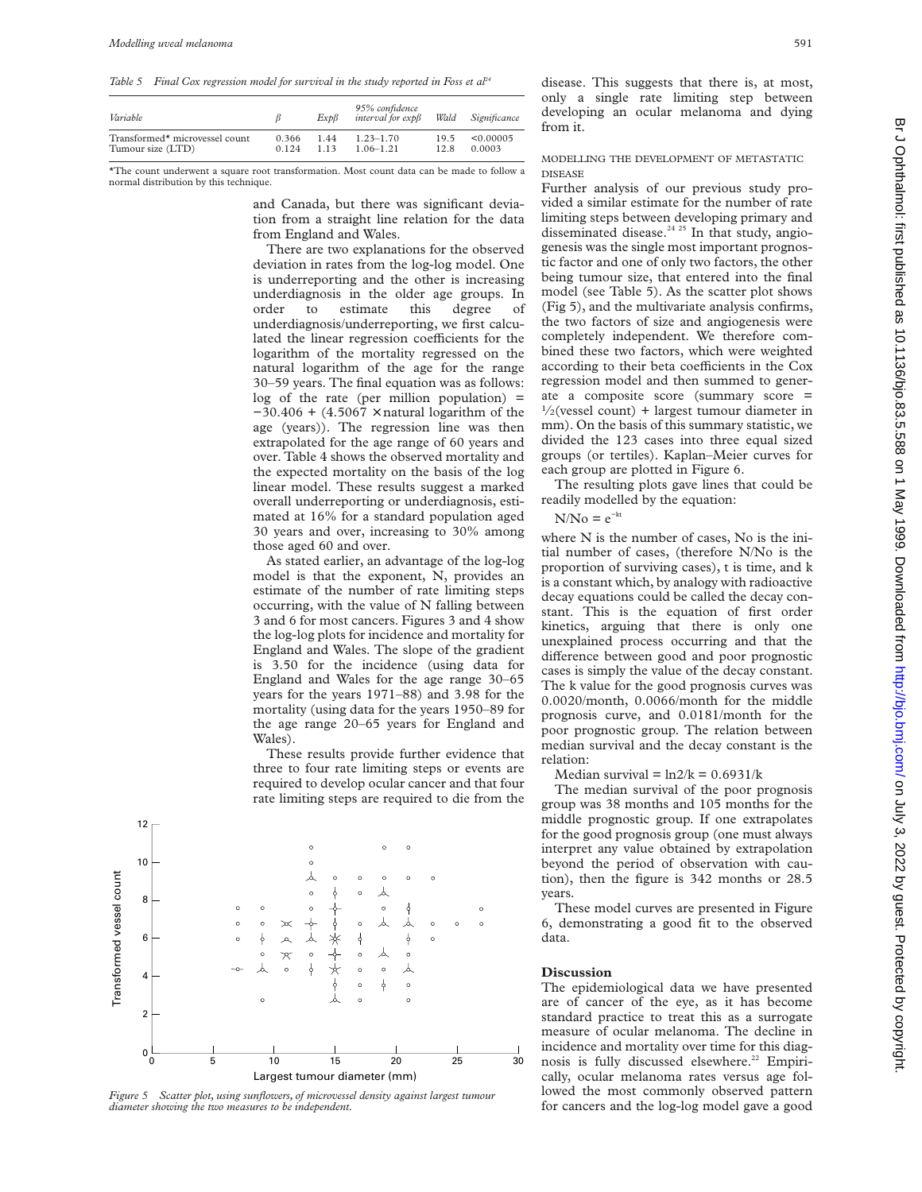*Table 5 Final Cox regression model for survival in the study reported in Foss et al[24]*

| Variable | β | Expβ | 95% confidence interval for expβ | Wald | Significance |
|---|---|---|---|---|---|
| Transformed* microvessel count | 0.366 | 1.44 | 1.23–1.70 | 19.5 | <0.00005 |
| Tumour size (LTD) | 0.124 | 1.13 | 1.06–1.21 | 12.8 | 0.0003 |

*The count underwent a square root transformation. Most count data can be made to follow a normal distribution by this technique.

and Canada, but there was significant deviation from a straight line relation for the data from England and Wales.

There are two explanations for the observed deviation in rates from the log-log model. One is underreporting and the other is increasing underdiagnosis in the older age groups. In order to estimate this degree of underdiagnosis/underreporting, we first calculated the linear regression coefficients for the logarithm of the mortality regressed on the natural logarithm of the age for the range 30–59 years. The final equation was as follows: log of the rate (per million population) = −30.406 + (4.5067 × natural logarithm of the age (years)). The regression line was then extrapolated for the age range of 60 years and over. Table 4 shows the observed mortality and the expected mortality on the basis of the log linear model. These results suggest a marked overall underreporting or underdiagnosis, estimated at 16% for a standard population aged 30 years and over, increasing to 30% among those aged 60 and over.

As stated earlier, an advantage of the log-log model is that the exponent, N, provides an estimate of the number of rate limiting steps occurring, with the value of N falling between 3 and 6 for most cancers. Figures 3 and 4 show the log-log plots for incidence and mortality for England and Wales. The slope of the gradient is 3.50 for the incidence (using data for England and Wales for the age range 30–65 years for the years 1971–88) and 3.98 for the mortality (using data for the years 1950–89 for the age range 20–65 years for England and Wales).

These results provide further evidence that three to four rate limiting steps or events are required to develop ocular cancer and that four rate limiting steps are required to die from the disease. This suggests that there is, at most, only a single rate limiting step between developing an ocular melanoma and dying from it.

*Figure 5 Scatter plot, using sunflowers, of microvessel density against largest tumour diameter showing the two measures to be independent.*

### MODELLING THE DEVELOPMENT OF METASTATIC DISEASE

Further analysis of our previous study provided a similar estimate for the number of rate limiting steps between developing primary and disseminated disease.[24 25] In that study, angiogenesis was the single most important prognostic factor and one of only two factors, the other being tumour size, that entered into the final model (see Table 5). As the scatter plot shows (Fig 5), and the multivariate analysis confirms, the two factors of size and angiogenesis were completely independent. We therefore combined these two factors, which were weighted according to their beta coefficients in the Cox regression model and then summed to generate a composite score (summary score = ½(vessel count) + largest tumour diameter in mm). On the basis of this summary statistic, we divided the 123 cases into three equal sized groups (or tertiles). Kaplan–Meier curves for each group are plotted in Figure 6.

The resulting plots gave lines that could be readily modelled by the equation:

$$N/No = e^{-kt}$$

where N is the number of cases, No is the initial number of cases, (therefore N/No is the proportion of surviving cases), t is time, and k is a constant which, by analogy with radioactive decay equations could be called the decay constant. This is the equation of first order kinetics, arguing that there is only one unexplained process occurring and that the difference between good and poor prognostic cases is simply the value of the decay constant. The k value for the good prognosis curves was 0.0020/month, 0.0066/month for the middle prognosis curve, and 0.0181/month for the poor prognostic group. The relation between median survival and the decay constant is the relation:

$$\text{Median survival} = \ln 2/k = 0.6931/k$$

The median survival of the poor prognosis group was 38 months and 105 months for the middle prognostic group. If one extrapolates for the good prognosis group (one must always interpret any value obtained by extrapolation beyond the period of observation with caution), then the figure is 342 months or 28.5 years.

These model curves are presented in Figure 6, demonstrating a good fit to the observed data.

## Discussion

The epidemiological data we have presented are of cancer of the eye, as it has become standard practice to treat this as a surrogate measure of ocular melanoma. The decline in incidence and mortality over time for this diagnosis is fully discussed elsewhere.[22] Empirically, ocular melanoma rates versus age followed the most commonly observed pattern for cancers and the log-log model gave a good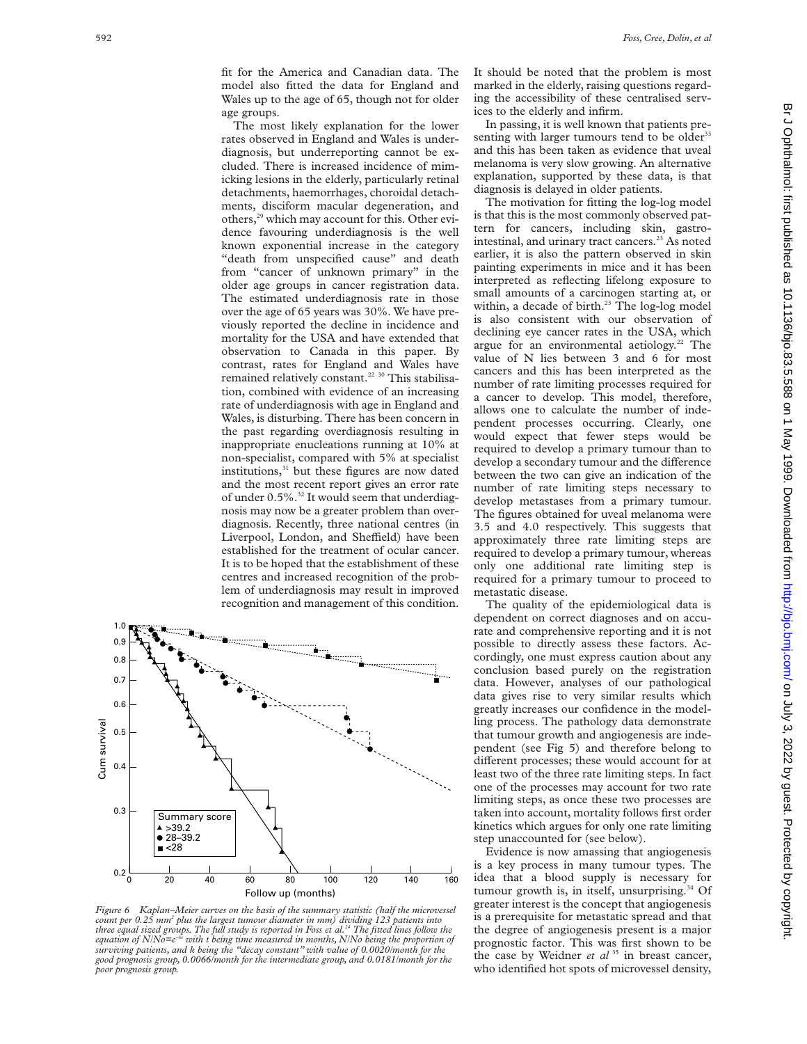fit for the America and Canadian data. The model also fitted the data for England and Wales up to the age of 65, though not for older age groups.

The most likely explanation for the lower rates observed in England and Wales is underdiagnosis, but underreporting cannot be excluded. There is increased incidence of mimicking lesions in the elderly, particularly retinal detachments, haemorrhages, choroidal detachments, disciform macular degeneration, and others,[29] which may account for this. Other evidence favouring underdiagnosis is the well known exponential increase in the category "death from unspecified cause" and death from "cancer of unknown primary" in the older age groups in cancer registration data. The estimated underdiagnosis rate in those over the age of 65 years was 30%. We have previously reported the decline in incidence and mortality for the USA and have extended that observation to Canada in this paper. By contrast, rates for England and Wales have remained relatively constant.[22 30] This stabilisation, combined with evidence of an increasing rate of underdiagnosis with age in England and Wales, is disturbing. There has been concern in the past regarding overdiagnosis resulting in inappropriate enucleations running at 10% at non-specialist, compared with 5% at specialist institutions,[31] but these figures are now dated and the most recent report gives an error rate of under 0.5%.[32] It would seem that underdiagnosis may now be a greater problem than overdiagnosis. Recently, three national centres (in Liverpool, London, and Sheffield) have been established for the treatment of ocular cancer. It is to be hoped that the establishment of these centres and increased recognition of the problem of underdiagnosis may result in improved recognition and management of this condition.

*Figure 6 Kaplan–Meier curves on the basis of the summary statistic (half the microvessel count per 0.25 mm² plus the largest tumour diameter in mm) dividing 123 patients into three equal sized groups. The full study is reported in Foss et al.[24] The fitted lines follow the equation of $N/No=e^{-kt}$ with t being time measured in months, N/No being the proportion of surviving patients, and k being the "decay constant" with value of 0.0020/month for the good prognosis group, 0.0066/month for the intermediate group, and 0.0181/month for the poor prognosis group.*

It should be noted that the problem is most marked in the elderly, raising questions regarding the accessibility of these centralised services to the elderly and infirm.

In passing, it is well known that patients presenting with larger tumours tend to be older[33] and this has been taken as evidence that uveal melanoma is very slow growing. An alternative explanation, supported by these data, is that diagnosis is delayed in older patients.

The motivation for fitting the log-log model is that this is the most commonly observed pattern for cancers, including skin, gastrointestinal, and urinary tract cancers.[23] As noted earlier, it is also the pattern observed in skin painting experiments in mice and it has been interpreted as reflecting lifelong exposure to small amounts of a carcinogen starting at, or within, a decade of birth.[23] The log-log model is also consistent with our observation of declining eye cancer rates in the USA, which argue for an environmental aetiology.[22] The value of N lies between 3 and 6 for most cancers and this has been interpreted as the number of rate limiting processes required for a cancer to develop. This model, therefore, allows one to calculate the number of independent processes occurring. Clearly, one would expect that fewer steps would be required to develop a primary tumour than to develop a secondary tumour and the difference between the two can give an indication of the number of rate limiting steps necessary to develop metastases from a primary tumour. The figures obtained for uveal melanoma were 3.5 and 4.0 respectively. This suggests that approximately three rate limiting steps are required to develop a primary tumour, whereas only one additional rate limiting step is required for a primary tumour to proceed to metastatic disease.

The quality of the epidemiological data is dependent on correct diagnoses and on accurate and comprehensive reporting and it is not possible to directly assess these factors. Accordingly, one must express caution about any conclusion based purely on the registration data. However, analyses of our pathological data gives rise to very similar results which greatly increases our confidence in the modelling process. The pathology data demonstrate that tumour growth and angiogenesis are independent (see Fig 5) and therefore belong to different processes; these would account for at least two of the three rate limiting steps. In fact one of the processes may account for two rate limiting steps, as once these two processes are taken into account, mortality follows first order kinetics which argues for only one rate limiting step unaccounted for (see below).

Evidence is now amassing that angiogenesis is a key process in many tumour types. The idea that a blood supply is necessary for tumour growth is, in itself, unsurprising.[34] Of greater interest is the concept that angiogenesis is a prerequisite for metastatic spread and that the degree of angiogenesis present is a major prognostic factor. This was first shown to be the case by Weidner *et al*[35] in breast cancer, who identified hot spots of microvessel density,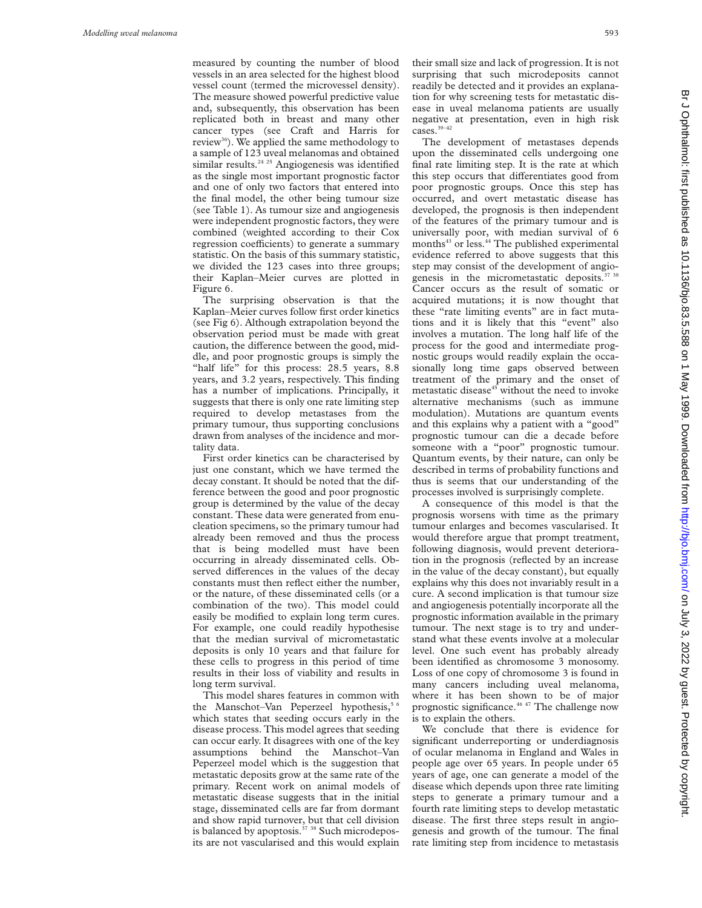measured by counting the number of blood vessels in an area selected for the highest blood vessel count (termed the microvessel density). The measure showed powerful predictive value and, subsequently, this observation has been replicated both in breast and many other cancer types (see Craft and Harris for review[36]). We applied the same methodology to a sample of 123 uveal melanomas and obtained similar results.[24 25] Angiogenesis was identified as the single most important prognostic factor and one of only two factors that entered into the final model, the other being tumour size (see Table 1). As tumour size and angiogenesis were independent prognostic factors, they were combined (weighted according to their Cox regression coefficients) to generate a summary statistic. On the basis of this summary statistic, we divided the 123 cases into three groups; their Kaplan–Meier curves are plotted in Figure 6.

The surprising observation is that the Kaplan–Meier curves follow first order kinetics (see Fig 6). Although extrapolation beyond the observation period must be made with great caution, the difference between the good, middle, and poor prognostic groups is simply the "half life" for this process: 28.5 years, 8.8 years, and 3.2 years, respectively. This finding has a number of implications. Principally, it suggests that there is only one rate limiting step required to develop metastases from the primary tumour, thus supporting conclusions drawn from analyses of the incidence and mortality data.

First order kinetics can be characterised by just one constant, which we have termed the decay constant. It should be noted that the difference between the good and poor prognostic group is determined by the value of the decay constant. These data were generated from enucleation specimens, so the primary tumour had already been removed and thus the process that is being modelled must have been occurring in already disseminated cells. Observed differences in the values of the decay constants must then reflect either the number, or the nature, of these disseminated cells (or a combination of the two). This model could easily be modified to explain long term cures. For example, one could readily hypothesise that the median survival of micrometastatic deposits is only 10 years and that failure for these cells to progress in this period of time results in their loss of viability and results in long term survival.

This model shares features in common with the Manschot–Van Peperzeel hypothesis,[5 6] which states that seeding occurs early in the disease process. This model agrees that seeding can occur early. It disagrees with one of the key assumptions behind the Manschot–Van Peperzeel model which is the suggestion that metastatic deposits grow at the same rate of the primary. Recent work on animal models of metastatic disease suggests that in the initial stage, disseminated cells are far from dormant and show rapid turnover, but that cell division is balanced by apoptosis.[37 38] Such microdeposits are not vascularised and this would explain their small size and lack of progression. It is not surprising that such microdeposits cannot readily be detected and it provides an explanation for why screening tests for metastatic disease in uveal melanoma patients are usually negative at presentation, even in high risk cases.[39–42]

The development of metastases depends upon the disseminated cells undergoing one final rate limiting step. It is the rate at which this step occurs that differentiates good from poor prognostic groups. Once this step has occurred, and overt metastatic disease has developed, the prognosis is then independent of the features of the primary tumour and is universally poor, with median survival of 6 months[43] or less.[44] The published experimental evidence referred to above suggests that this step may consist of the development of angiogenesis in the micrometastatic deposits.[37 38] Cancer occurs as the result of somatic or acquired mutations; it is now thought that these "rate limiting events" are in fact mutations and it is likely that this "event" also involves a mutation. The long half life of the process for the good and intermediate prognostic groups would readily explain the occasionally long time gaps observed between treatment of the primary and the onset of metastatic disease[45] without the need to invoke alternative mechanisms (such as immune modulation). Mutations are quantum events and this explains why a patient with a "good" prognostic tumour can die a decade before someone with a "poor" prognostic tumour. Quantum events, by their nature, can only be described in terms of probability functions and thus is seems that our understanding of the processes involved is surprisingly complete.

A consequence of this model is that the prognosis worsens with time as the primary tumour enlarges and becomes vascularised. It would therefore argue that prompt treatment, following diagnosis, would prevent deterioration in the prognosis (reflected by an increase in the value of the decay constant), but equally explains why this does not invariably result in a cure. A second implication is that tumour size and angiogenesis potentially incorporate all the prognostic information available in the primary tumour. The next stage is to try and understand what these events involve at a molecular level. One such event has probably already been identified as chromosome 3 monosomy. Loss of one copy of chromosome 3 is found in many cancers including uveal melanoma, where it has been shown to be of major prognostic significance.[46 47] The challenge now is to explain the others.

We conclude that there is evidence for significant underreporting or underdiagnosis of ocular melanoma in England and Wales in people age over 65 years. In people under 65 years of age, one can generate a model of the disease which depends upon three rate limiting steps to generate a primary tumour and a fourth rate limiting steps to develop metastatic disease. The first three steps result in angiogenesis and growth of the tumour. The final rate limiting step from incidence to metastasis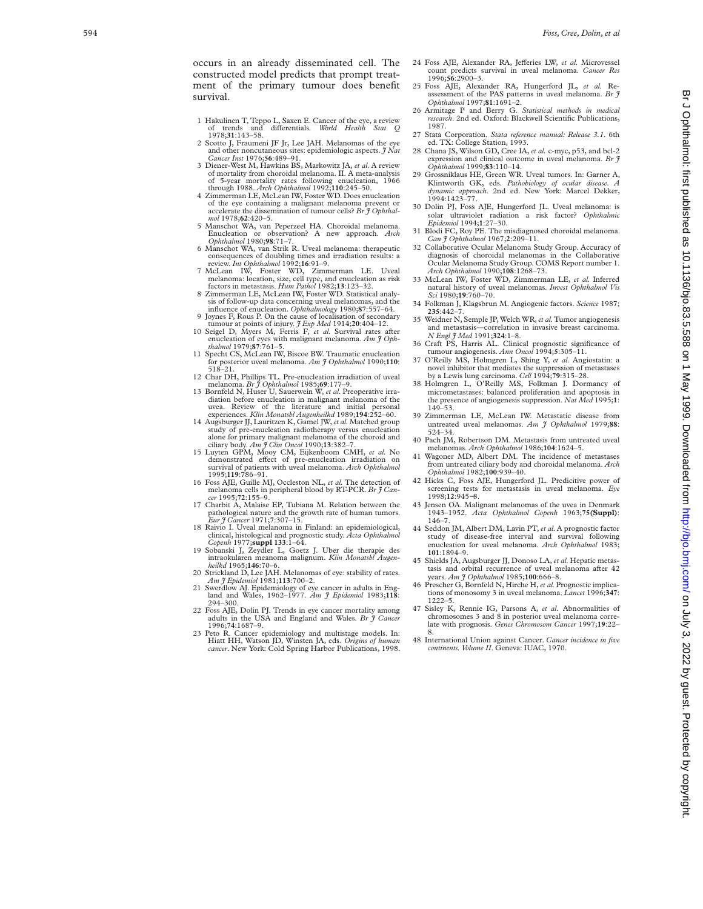occurs in an already disseminated cell. The constructed model predicts that prompt treatment of the primary tumour does benefit survival.

1 Hakulinen T, Teppo L, Saxen E. Cancer of the eye, a review of trends and differentials. *World Health Stat Q* 1978;**31**:143–58.
2 Scotto J, Fraumeni JF Jr, Lee JAH. Melanomas of the eye and other noncutaneous sites: epidemiologic aspects. *J Nat Cancer Inst* 1976;**56**:489–91.
3 Diener-West M, Hawkins BS, Markowitz JA, *et al.* A review of mortality from choroidal melanoma. II. A meta-analysis of 5-year mortality rates following enucleation, 1966 through 1988. *Arch Ophthalmol* 1992;**110**:245–50.
4 Zimmerman LE, McLean IW, Foster WD. Does enucleation of the eye containing a malignant melanoma prevent or accelerate the dissemination of tumour cells? *Br J Ophthalmol* 1978;**62**:420–5.
5 Manschot WA, van Peperzeel HA. Choroidal melanoma. Enucleation or observation? A new approach. *Arch Ophthalmol* 1980;**98**:71–7.
6 Manschot WA, van Strik R. Uveal melanoma: therapeutic consequences of doubling times and irradiation results: a review. *Int Ophthalmol* 1992;**16**:91–9.
7 McLean IW, Foster WD, Zimmerman LE. Uveal melanoma: location, size, cell type, and enucleation as risk factors in metastasis. *Hum Pathol* 1982;**13**:123–32.
8 Zimmerman LE, McLean IW, Foster WD. Statistical analysis of follow-up data concerning uveal melanomas, and the influence of enucleation. *Ophthalmology* 1980;**87**:557–64.
9 Joynes F, Rous P. On the cause of localisation of secondary tumour at points of injury. *J Exp Med* 1914;**20**:404–12.
10 Seigel D, Myers M, Ferris F, *et al.* Survival rates after enucleation of eyes with malignant melanoma. *Am J Ophthalmol* 1979;**87**:761–5.
11 Specht CS, McLean IW, Biscoe BW. Traumatic enucleation for posterior uveal melanoma. *Am J Ophthalmol* 1990;**110**: 518–21.
12 Char DH, Phillips TL. Pre-enucleation irradiation of uveal melanoma. *Br J Ophthalmol* 1985;**69**:177–9.
13 Bornfeld N, Huser U, Sauerwein W, *et al.* Preoperative irradiation before enucleation in malignant melanoma of the uvea. Review of the literature and initial personal experiences. *Klin Monatsbl Augenheilkd* 1989;**194**:252–60.
14 Augsburger JJ, Lauritzen K, Gamel JW, *et al.* Matched group study of pre-enucleation radiotherapy versus enucleation alone for primary malignant melanoma of the choroid and ciliary body. *Am J Clin Oncol* 1990;**13**:382–7.
15 Luyten GPM, Mooy CM, Eijkenboom CMH, *et al.* No demonstrated effect of pre-enucleation irradiation on survival of patients with uveal melanoma. *Arch Ophthalmol* 1995;**119**:786–91.
16 Foss AJE, Guille MJ, Occleston NL, *et al.* The detection of melanoma cells in peripheral blood by RT-PCR. *Br J Cancer* 1995;**72**:155–9.
17 Charbit A, Malaise EP, Tubiana M. Relation between the pathological nature and the growth rate of human tumors. *Eur J Cancer* 1971;**7**:307–15.
18 Raivio I. Uveal melanoma in Finland: an epidemiological, clinical, histological and prognostic study. *Acta Ophthalmol Copenh* 1977;**suppl 133**:1–64.
19 Sobanski J, Zeydler L, Goetz J. Uber die therapie des intraokularen meanoma malignum. *Klin Monatsbl Augenheilkd* 1965;**146**:70–6.
20 Strickland D, Lee JAH. Melanomas of eye: stability of rates. *Am J Epidemiol* 1981;**113**:700–2.
21 Swerdlow AJ. Epidemiology of eye cancer in adults in England and Wales, 1962–1977. *Am J Epidemiol* 1983;**118**: 294–300.
22 Foss AJE, Dolin PJ. Trends in eye cancer mortality among adults in the USA and England and Wales. *Br J Cancer* 1996;**74**:1687–9.
23 Peto R. Cancer epidemiology and multistage models. In: Hiatt HH, Watson JD, Winsten JA, eds. *Origins of human cancer*. New York: Cold Spring Harbor Publications, 1998.
24 Foss AJE, Alexander RA, Jefferies LW, *et al.* Microvessel count predicts survival in uveal melanoma. *Cancer Res* 1996;**56**:2900–3.
25 Foss AJE, Alexander RA, Hungerford JL, *et al.* Reassessment of the PAS patterns in uveal melanoma. *Br J Ophthalmol* 1997;**81**:1691–2.
26 Armitage P and Berry G. *Statistical methods in medical research*. 2nd ed. Oxford: Blackwell Scientific Publications, 1987.
27 Stata Corporation. *Stata reference manual: Release 3.1*. 6th ed. TX: College Station, 1993.
28 Chana JS, Wilson GD, Cree IA, *et al.* c-myc, p53, and bcl-2 expression and clinical outcome in uveal melanoma. *Br J Ophthalmol* 1999;**83**:110–14.
29 Grossniklaus HE, Green WR. Uveal tumors. In: Garner A, Klintworth GK, eds. *Pathobiology of ocular disease. A dynamic approach*. 2nd ed. New York: Marcel Dekker, 1994:1423–77.
30 Dolin PJ, Foss AJE, Hungerford JL. Uveal melanoma: is solar ultraviolet radiation a risk factor? *Ophthalmic Epidemiol* 1994;**1**:27–30.
31 Blodi FC, Roy PE. The misdiagnosed choroidal melanoma. *Can J Ophthalmol* 1967;**2**:209–11.
32 Collaborative Ocular Melanoma Study Group. Accuracy of diagnosis of choroidal melanomas in the Collaborative Ocular Melanoma Study Group. COMS Report number 1. *Arch Ophthalmol* 1990;**108**:1268–73.
33 McLean IW, Foster WD, Zimmerman LE, *et al.* Inferred natural history of uveal melanomas. *Invest Ophthalmol Vis Sci* 1980;**19**:760–70.
34 Folkman J, Klagsbrun M. Angiogenic factors. *Science* 1987; **235**:442–7.
35 Weidner N, Semple JP, Welch WR, *et al.* Tumor angiogenesis and metastasis—correlation in invasive breast carcinoma. *N Engl J Med* 1991;**324**:1–8.
36 Craft PS, Harris AL. Clinical prognostic significance of tumour angiogenesis. *Ann Oncol* 1994;**5**:305–11.
37 O'Reilly MS, Holmgren L, Shing Y, *et al.* Angiostatin: a novel inhibitor that mediates the suppression of metastases by a Lewis lung carcinoma. *Cell* 1994;**79**:315–28.
38 Holmgren L, O'Reilly MS, Folkman J. Dormancy of micrometastases: balanced proliferation and apoptosis in the presence of angiogenesis suppression. *Nat Med* 1995;**1**: 149–53.
39 Zimmerman LE, McLean IW. Metastatic disease from untreated uveal melanomas. *Am J Ophthalmol* 1979;**88**: 524–34.
40 Pach JM, Robertson DM. Metastasis from untreated uveal melanomas. *Arch Ophthalmol* 1986;**104**:1624–5.
41 Wagoner MD, Albert DM. The incidence of metastases from untreated ciliary body and choroidal melanoma. *Arch Ophthalmol* 1982;**100**:939–40.
42 Hicks C, Foss AJE, Hungerford JL. Predicitive power of screening tests for metastasis in uveal melanoma. *Eye* 1998;**12**:945–8.
43 Jensen OA. Malignant melanomas of the uvea in Denmark 1943–1952. *Acta Ophthalmol Copenh* 1963;**75(Suppl)**: 146–7.
44 Seddon JM, Albert DM, Lavin PT, *et al.* A prognostic factor study of disease-free interval and survival following enucleation for uveal melanoma. *Arch Ophthalmol* 1983; **101**:1894–9.
45 Shields JA, Augsburger JJ, Donoso LA, *et al.* Hepatic metastasis and orbital recurrence of uveal melanoma after 42 years. *Am J Ophthalmol* 1985;**100**:666–8.
46 Prescher G, Bornfeld N, Hirche H, *et al.* Prognostic implications of monosomy 3 in uveal melanoma. *Lancet* 1996;**347**: 1222–5.
47 Sisley K, Rennie IG, Parsons A, *et al.* Abnormalities of chromosomes 3 and 8 in posterior uveal melanoma correlate with prognosis. *Genes Chromosom Cancer* 1997;**19**:22–8.
48 International Union against Cancer. *Cancer incidence in five continents. Volume II*. Geneva: IUAC, 1970.